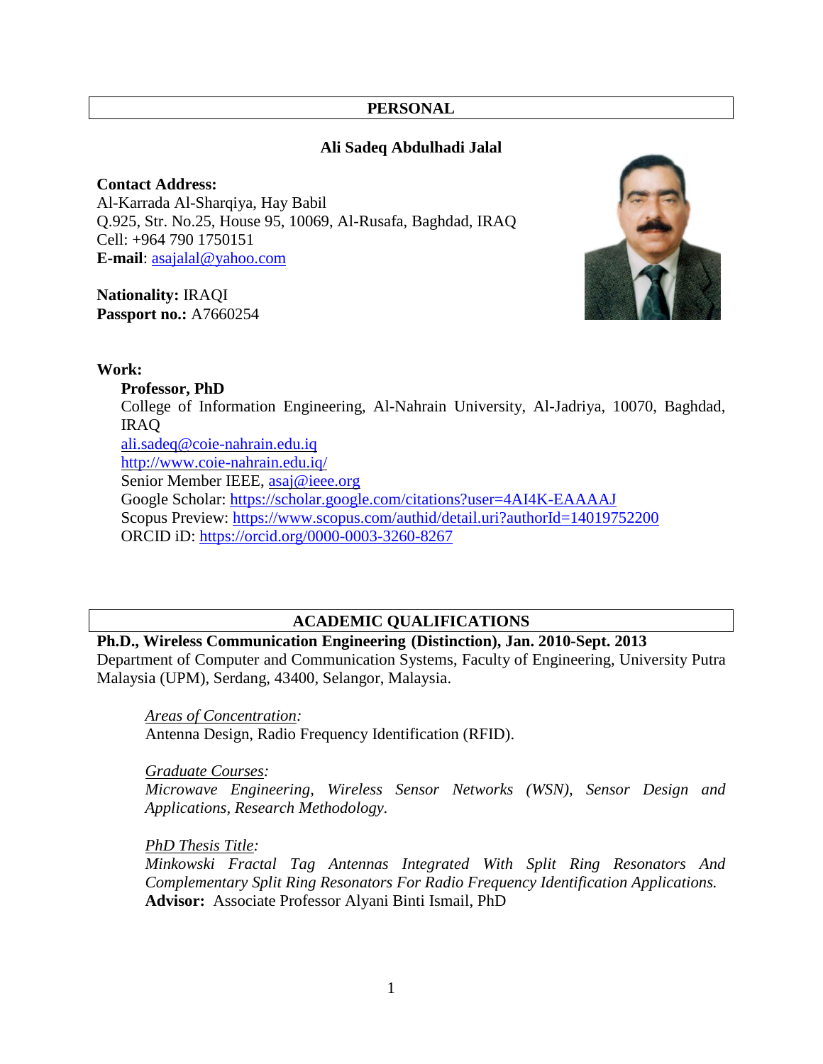## PERSONAL

**Ali Sadeq Abdulhadi Jalal**

**Contact Address:**
Al-Karrada Al-Sharqiya, Hay Babil
Q.925, Str. No.25, House 95, 10069, Al-Rusafa, Baghdad, IRAQ
Cell: +964 790 1750151
**E-mail**: asajalal@yahoo.com

**Nationality:** IRAQI
**Passport no.:** A7660254

**Work:**

**Professor, PhD**
College of Information Engineering, Al-Nahrain University, Al-Jadriya, 10070, Baghdad, IRAQ
ali.sadeq@coie-nahrain.edu.iq
http://www.coie-nahrain.edu.iq/
Senior Member IEEE, asaj@ieee.org
Google Scholar: https://scholar.google.com/citations?user=4AI4K-EAAAAJ
Scopus Preview: https://www.scopus.com/authid/detail.uri?authorId=14019752200
ORCID iD: https://orcid.org/0000-0003-3260-8267

## ACADEMIC QUALIFICATIONS

**Ph.D., Wireless Communication Engineering (Distinction), Jan. 2010-Sept. 2013**
Department of Computer and Communication Systems, Faculty of Engineering, University Putra Malaysia (UPM), Serdang, 43400, Selangor, Malaysia.

*Areas of Concentration:*
Antenna Design, Radio Frequency Identification (RFID).

*Graduate Courses:*
*Microwave Engineering, Wireless Sensor Networks (WSN), Sensor Design and Applications, Research Methodology.*

*PhD Thesis Title:*
*Minkowski Fractal Tag Antennas Integrated With Split Ring Resonators And Complementary Split Ring Resonators For Radio Frequency Identification Applications.*
**Advisor:** Associate Professor Alyani Binti Ismail, PhD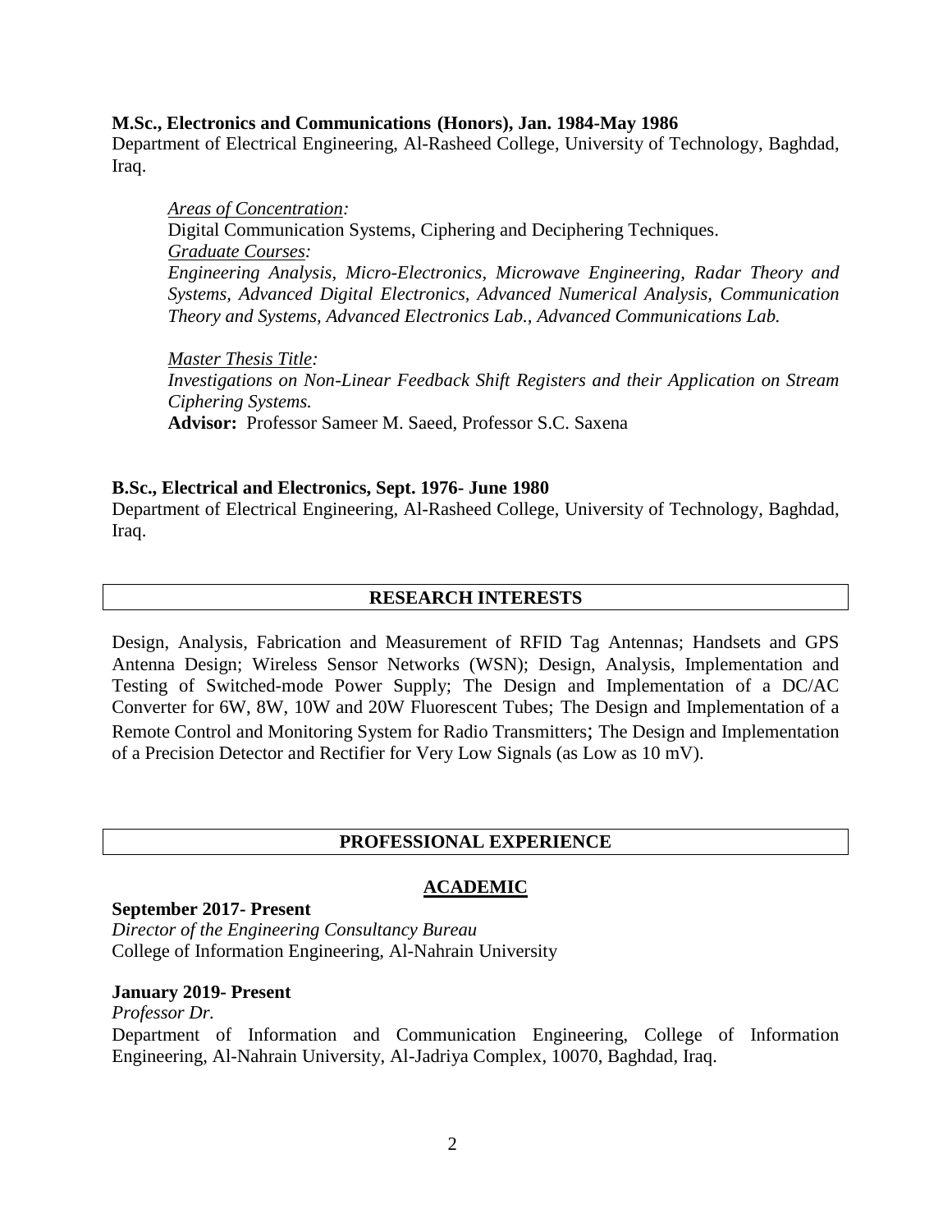**M.Sc., Electronics and Communications (Honors), Jan. 1984-May 1986**
Department of Electrical Engineering, Al-Rasheed College, University of Technology, Baghdad, Iraq.

*Areas of Concentration:*
Digital Communication Systems, Ciphering and Deciphering Techniques.
*Graduate Courses:*
*Engineering Analysis, Micro-Electronics, Microwave Engineering, Radar Theory and Systems, Advanced Digital Electronics, Advanced Numerical Analysis, Communication Theory and Systems, Advanced Electronics Lab., Advanced Communications Lab.*

*Master Thesis Title:*
*Investigations on Non-Linear Feedback Shift Registers and their Application on Stream Ciphering Systems.*
**Advisor:** Professor Sameer M. Saeed, Professor S.C. Saxena

**B.Sc., Electrical and Electronics, Sept. 1976- June 1980**
Department of Electrical Engineering, Al-Rasheed College, University of Technology, Baghdad, Iraq.

## RESEARCH INTERESTS

Design, Analysis, Fabrication and Measurement of RFID Tag Antennas; Handsets and GPS Antenna Design; Wireless Sensor Networks (WSN); Design, Analysis, Implementation and Testing of Switched-mode Power Supply; The Design and Implementation of a DC/AC Converter for 6W, 8W, 10W and 20W Fluorescent Tubes; The Design and Implementation of a Remote Control and Monitoring System for Radio Transmitters; The Design and Implementation of a Precision Detector and Rectifier for Very Low Signals (as Low as 10 mV).

## PROFESSIONAL EXPERIENCE

### ACADEMIC

**September 2017- Present**
*Director of the Engineering Consultancy Bureau*
College of Information Engineering, Al-Nahrain University

**January 2019- Present**
*Professor Dr.*
Department of Information and Communication Engineering, College of Information Engineering, Al-Nahrain University, Al-Jadriya Complex, 10070, Baghdad, Iraq.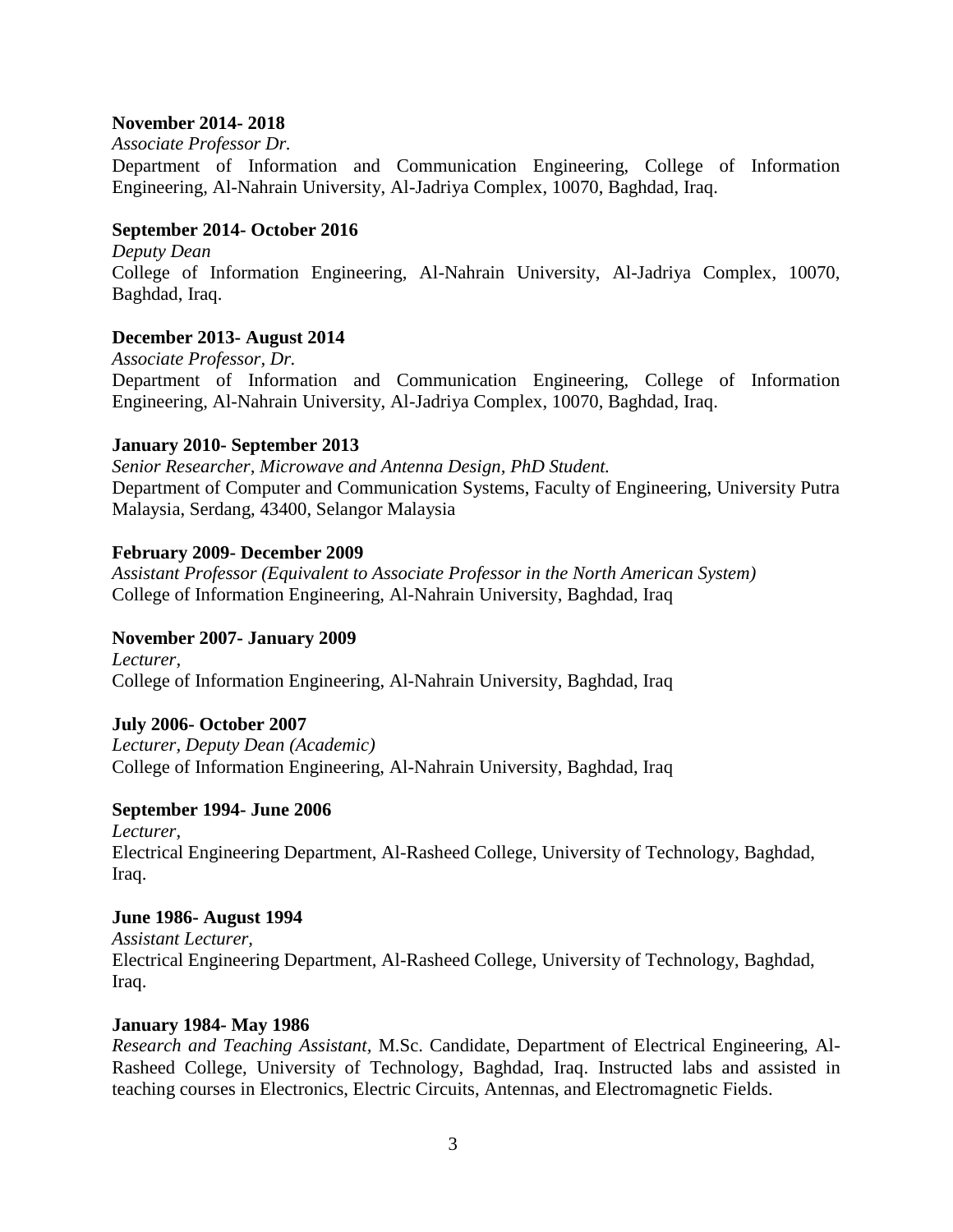**November 2014- 2018**
*Associate Professor Dr.*
Department of Information and Communication Engineering, College of Information Engineering, Al-Nahrain University, Al-Jadriya Complex, 10070, Baghdad, Iraq.

**September 2014- October 2016**
*Deputy Dean*
College of Information Engineering, Al-Nahrain University, Al-Jadriya Complex, 10070, Baghdad, Iraq.

**December 2013- August 2014**
*Associate Professor, Dr.*
Department of Information and Communication Engineering, College of Information Engineering, Al-Nahrain University, Al-Jadriya Complex, 10070, Baghdad, Iraq.

**January 2010- September 2013**
*Senior Researcher, Microwave and Antenna Design, PhD Student.*
Department of Computer and Communication Systems, Faculty of Engineering, University Putra Malaysia, Serdang, 43400, Selangor Malaysia

**February 2009- December 2009**
*Assistant Professor (Equivalent to Associate Professor in the North American System)*
College of Information Engineering, Al-Nahrain University, Baghdad, Iraq

**November 2007- January 2009**
*Lecturer,*
College of Information Engineering, Al-Nahrain University, Baghdad, Iraq

**July 2006- October 2007**
*Lecturer, Deputy Dean (Academic)*
College of Information Engineering, Al-Nahrain University, Baghdad, Iraq

**September 1994- June 2006**
*Lecturer,*
Electrical Engineering Department, Al-Rasheed College, University of Technology, Baghdad, Iraq.

**June 1986- August 1994**
*Assistant Lecturer,*
Electrical Engineering Department, Al-Rasheed College, University of Technology, Baghdad, Iraq.

**January 1984- May 1986**
*Research and Teaching Assistant,* M.Sc. Candidate, Department of Electrical Engineering, Al-Rasheed College, University of Technology, Baghdad, Iraq. Instructed labs and assisted in teaching courses in Electronics, Electric Circuits, Antennas, and Electromagnetic Fields.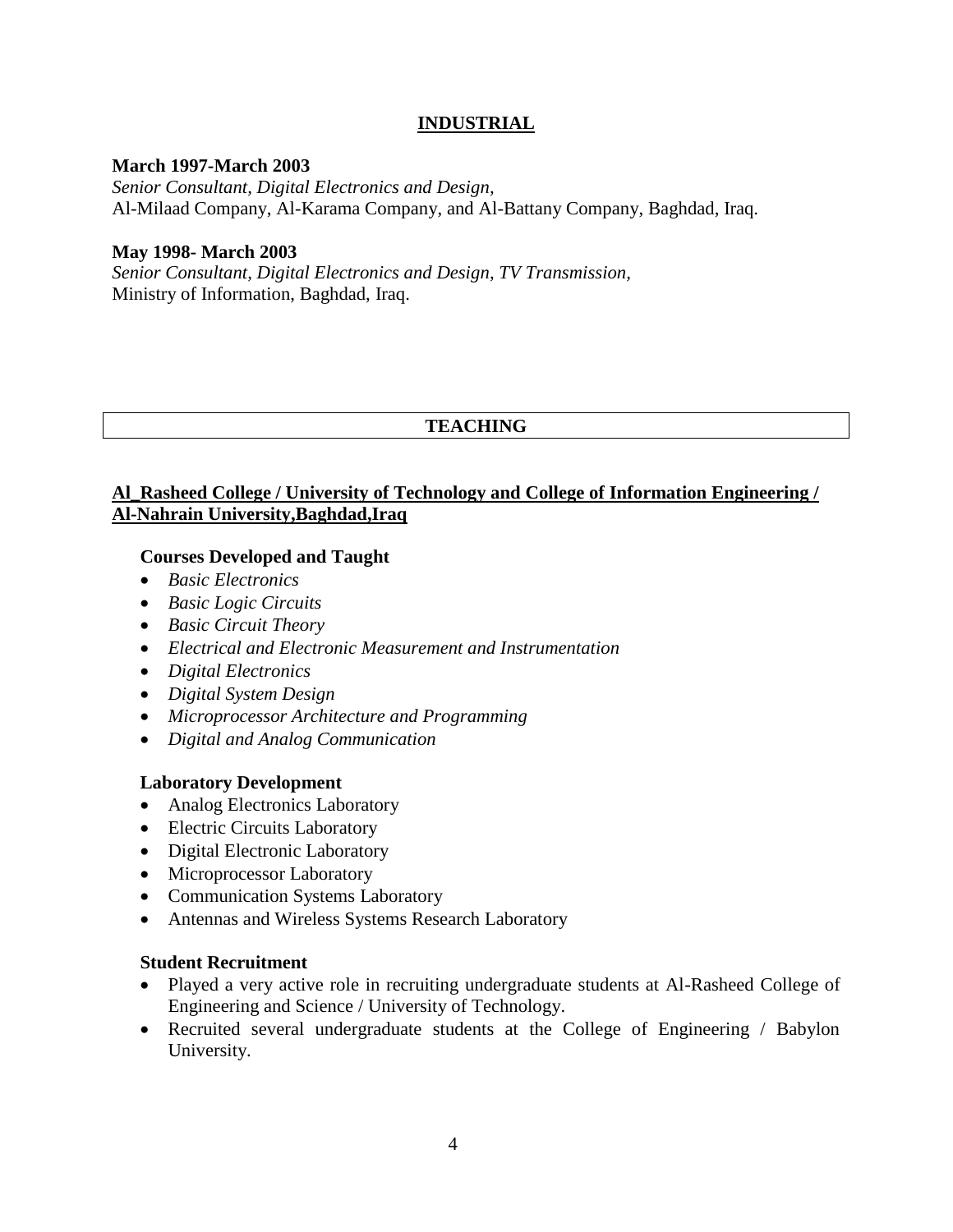## INDUSTRIAL

**March 1997-March 2003**
*Senior Consultant, Digital Electronics and Design,*
Al-Milaad Company, Al-Karama Company, and Al-Battany Company, Baghdad, Iraq.

**May 1998- March 2003**
*Senior Consultant, Digital Electronics and Design, TV Transmission,*
Ministry of Information, Baghdad, Iraq.

## TEACHING

### Al_Rasheed College / University of Technology and College of Information Engineering / Al-Nahrain University,Baghdad,Iraq

**Courses Developed and Taught**

- *Basic Electronics*
- *Basic Logic Circuits*
- *Basic Circuit Theory*
- *Electrical and Electronic Measurement and Instrumentation*
- *Digital Electronics*
- *Digital System Design*
- *Microprocessor Architecture and Programming*
- *Digital and Analog Communication*

**Laboratory Development**

- Analog Electronics Laboratory
- Electric Circuits Laboratory
- Digital Electronic Laboratory
- Microprocessor Laboratory
- Communication Systems Laboratory
- Antennas and Wireless Systems Research Laboratory

**Student Recruitment**

- Played a very active role in recruiting undergraduate students at Al-Rasheed College of Engineering and Science / University of Technology.
- Recruited several undergraduate students at the College of Engineering / Babylon University.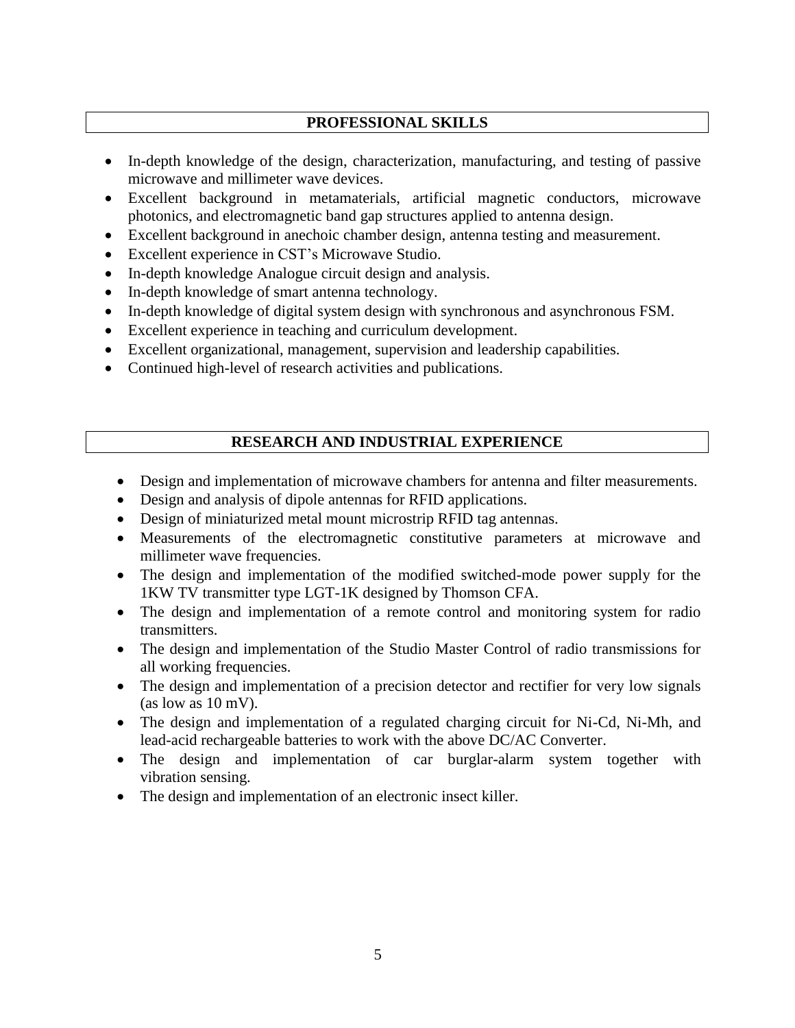## PROFESSIONAL SKILLS

- In-depth knowledge of the design, characterization, manufacturing, and testing of passive microwave and millimeter wave devices.
- Excellent background in metamaterials, artificial magnetic conductors, microwave photonics, and electromagnetic band gap structures applied to antenna design.
- Excellent background in anechoic chamber design, antenna testing and measurement.
- Excellent experience in CST's Microwave Studio.
- In-depth knowledge Analogue circuit design and analysis.
- In-depth knowledge of smart antenna technology.
- In-depth knowledge of digital system design with synchronous and asynchronous FSM.
- Excellent experience in teaching and curriculum development.
- Excellent organizational, management, supervision and leadership capabilities.
- Continued high-level of research activities and publications.

## RESEARCH AND INDUSTRIAL EXPERIENCE

- Design and implementation of microwave chambers for antenna and filter measurements.
- Design and analysis of dipole antennas for RFID applications.
- Design of miniaturized metal mount microstrip RFID tag antennas.
- Measurements of the electromagnetic constitutive parameters at microwave and millimeter wave frequencies.
- The design and implementation of the modified switched-mode power supply for the 1KW TV transmitter type LGT-1K designed by Thomson CFA.
- The design and implementation of a remote control and monitoring system for radio transmitters.
- The design and implementation of the Studio Master Control of radio transmissions for all working frequencies.
- The design and implementation of a precision detector and rectifier for very low signals (as low as 10 mV).
- The design and implementation of a regulated charging circuit for Ni-Cd, Ni-Mh, and lead-acid rechargeable batteries to work with the above DC/AC Converter.
- The design and implementation of car burglar-alarm system together with vibration sensing.
- The design and implementation of an electronic insect killer.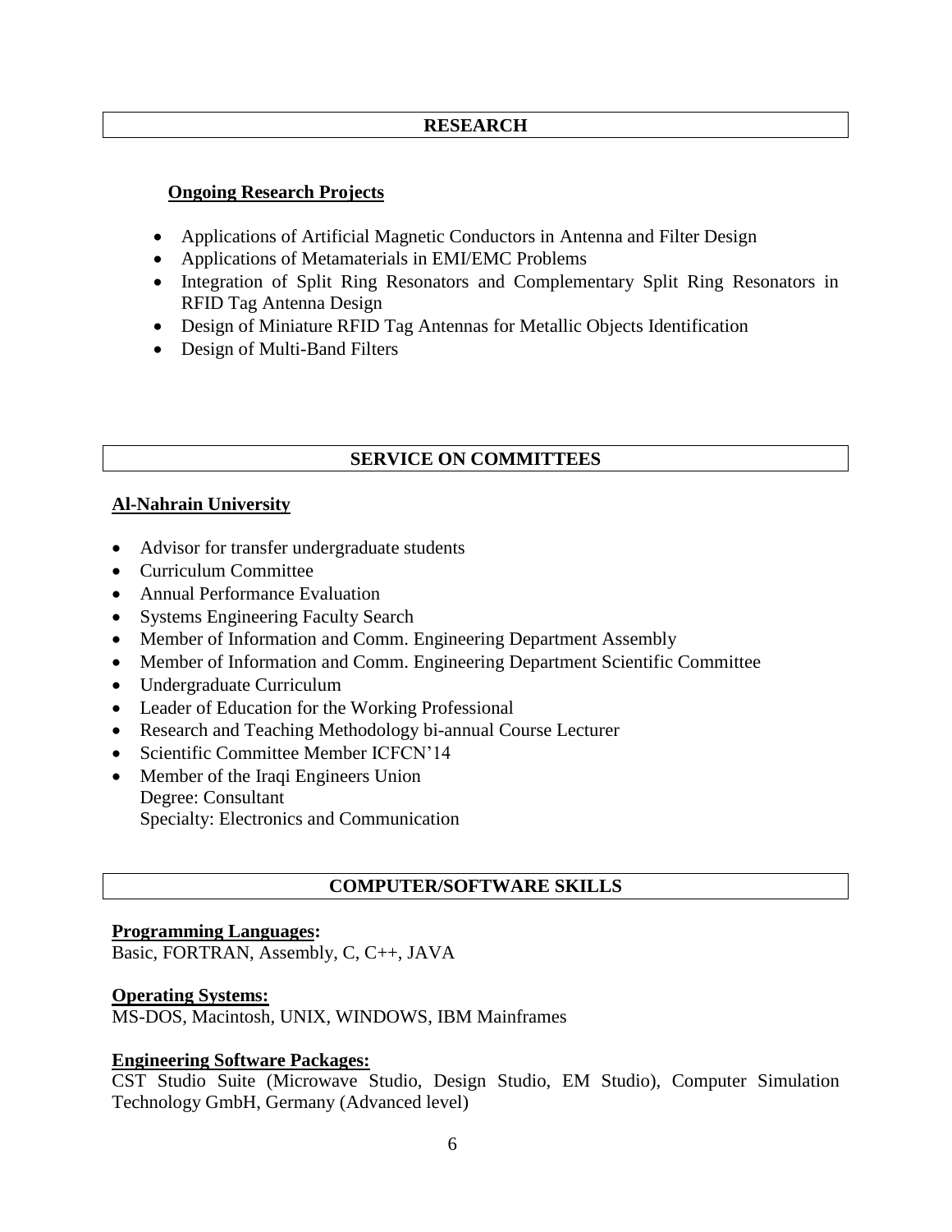## RESEARCH

### Ongoing Research Projects

- Applications of Artificial Magnetic Conductors in Antenna and Filter Design
- Applications of Metamaterials in EMI/EMC Problems
- Integration of Split Ring Resonators and Complementary Split Ring Resonators in RFID Tag Antenna Design
- Design of Miniature RFID Tag Antennas for Metallic Objects Identification
- Design of Multi-Band Filters

## SERVICE ON COMMITTEES

### Al-Nahrain University

- Advisor for transfer undergraduate students
- Curriculum Committee
- Annual Performance Evaluation
- Systems Engineering Faculty Search
- Member of Information and Comm. Engineering Department Assembly
- Member of Information and Comm. Engineering Department Scientific Committee
- Undergraduate Curriculum
- Leader of Education for the Working Professional
- Research and Teaching Methodology bi-annual Course Lecturer
- Scientific Committee Member ICFCN'14
- Member of the Iraqi Engineers Union
  Degree: Consultant
  Specialty: Electronics and Communication

## COMPUTER/SOFTWARE SKILLS

**Programming Languages:**
Basic, FORTRAN, Assembly, C, C++, JAVA

**Operating Systems:**
MS-DOS, Macintosh, UNIX, WINDOWS, IBM Mainframes

**Engineering Software Packages:**
CST Studio Suite (Microwave Studio, Design Studio, EM Studio), Computer Simulation Technology GmbH, Germany (Advanced level)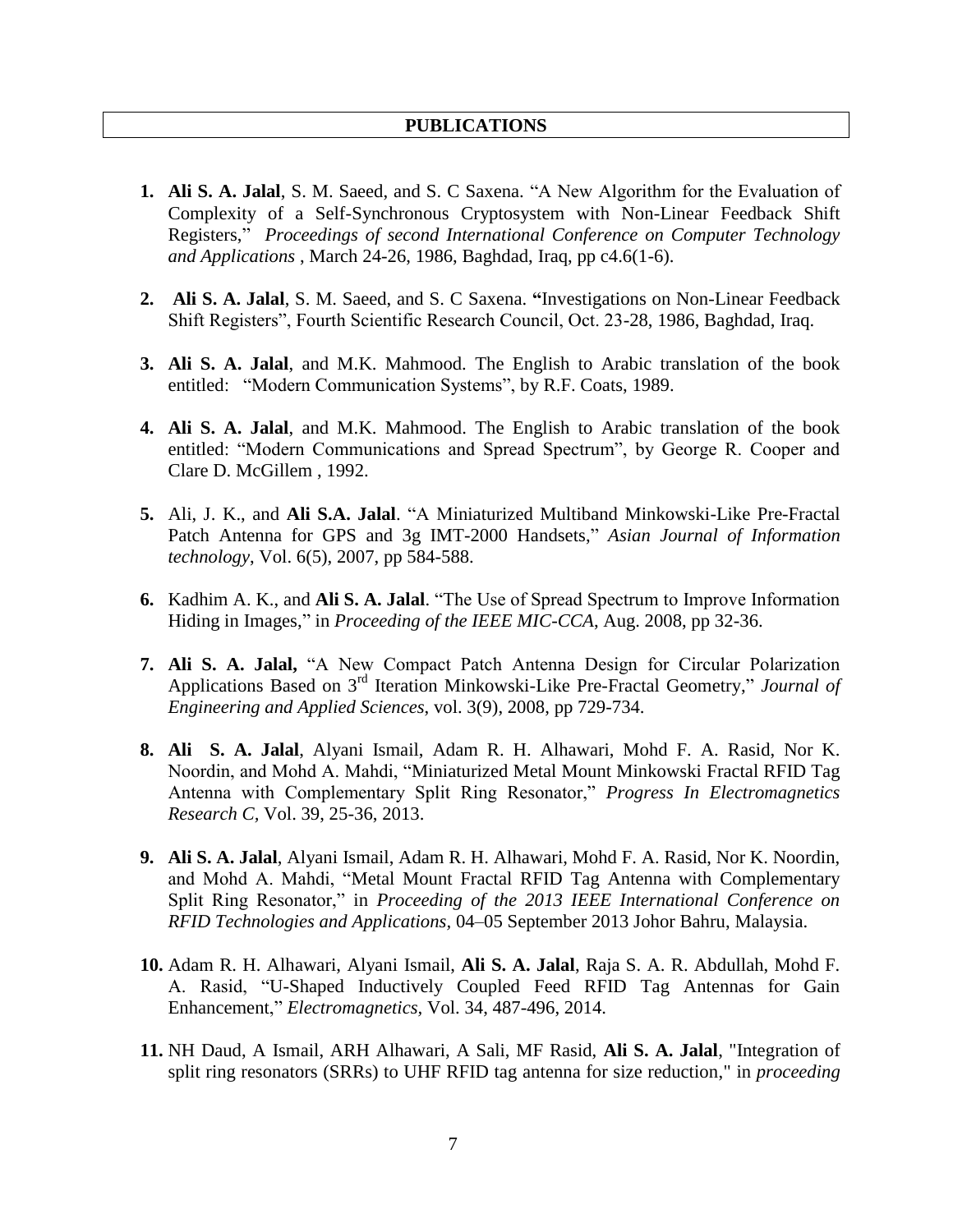## PUBLICATIONS

1. **Ali S. A. Jalal**, S. M. Saeed, and S. C Saxena. “A New Algorithm for the Evaluation of Complexity of a Self-Synchronous Cryptosystem with Non-Linear Feedback Shift Registers,” *Proceedings of second International Conference on Computer Technology and Applications* , March 24-26, 1986, Baghdad, Iraq, pp c4.6(1-6).

2. **Ali S. A. Jalal**, S. M. Saeed, and S. C Saxena. **“**Investigations on Non-Linear Feedback Shift Registers”, Fourth Scientific Research Council, Oct. 23-28, 1986, Baghdad, Iraq.

3. **Ali S. A. Jalal**, and M.K. Mahmood. The English to Arabic translation of the book entitled: “Modern Communication Systems”, by R.F. Coats, 1989.

4. **Ali S. A. Jalal**, and M.K. Mahmood. The English to Arabic translation of the book entitled: “Modern Communications and Spread Spectrum”, by George R. Cooper and Clare D. McGillem , 1992.

5. Ali, J. K., and **Ali S.A. Jalal**. “A Miniaturized Multiband Minkowski-Like Pre-Fractal Patch Antenna for GPS and 3g IMT-2000 Handsets,” *Asian Journal of Information technology*, Vol. 6(5), 2007, pp 584-588.

6. Kadhim A. K., and **Ali S. A. Jalal**. “The Use of Spread Spectrum to Improve Information Hiding in Images,” in *Proceeding of the IEEE MIC-CCA*, Aug. 2008, pp 32-36.

7. **Ali S. A. Jalal,** “A New Compact Patch Antenna Design for Circular Polarization Applications Based on 3rd Iteration Minkowski-Like Pre-Fractal Geometry,” *Journal of Engineering and Applied Sciences*, vol. 3(9), 2008, pp 729-734.

8. **Ali S. A. Jalal**, Alyani Ismail, Adam R. H. Alhawari, Mohd F. A. Rasid, Nor K. Noordin, and Mohd A. Mahdi, “Miniaturized Metal Mount Minkowski Fractal RFID Tag Antenna with Complementary Split Ring Resonator,” *Progress In Electromagnetics Research C*, Vol. 39, 25-36, 2013.

9. **Ali S. A. Jalal**, Alyani Ismail, Adam R. H. Alhawari, Mohd F. A. Rasid, Nor K. Noordin, and Mohd A. Mahdi, “Metal Mount Fractal RFID Tag Antenna with Complementary Split Ring Resonator,” in *Proceeding of the 2013 IEEE International Conference on RFID Technologies and Applications*, 04–05 September 2013 Johor Bahru, Malaysia.

10. Adam R. H. Alhawari, Alyani Ismail, **Ali S. A. Jalal**, Raja S. A. R. Abdullah, Mohd F. A. Rasid, “U-Shaped Inductively Coupled Feed RFID Tag Antennas for Gain Enhancement,” *Electromagnetics*, Vol. 34, 487-496, 2014.

11. NH Daud, A Ismail, ARH Alhawari, A Sali, MF Rasid, **Ali S. A. Jalal**, "Integration of split ring resonators (SRRs) to UHF RFID tag antenna for size reduction," in *proceeding*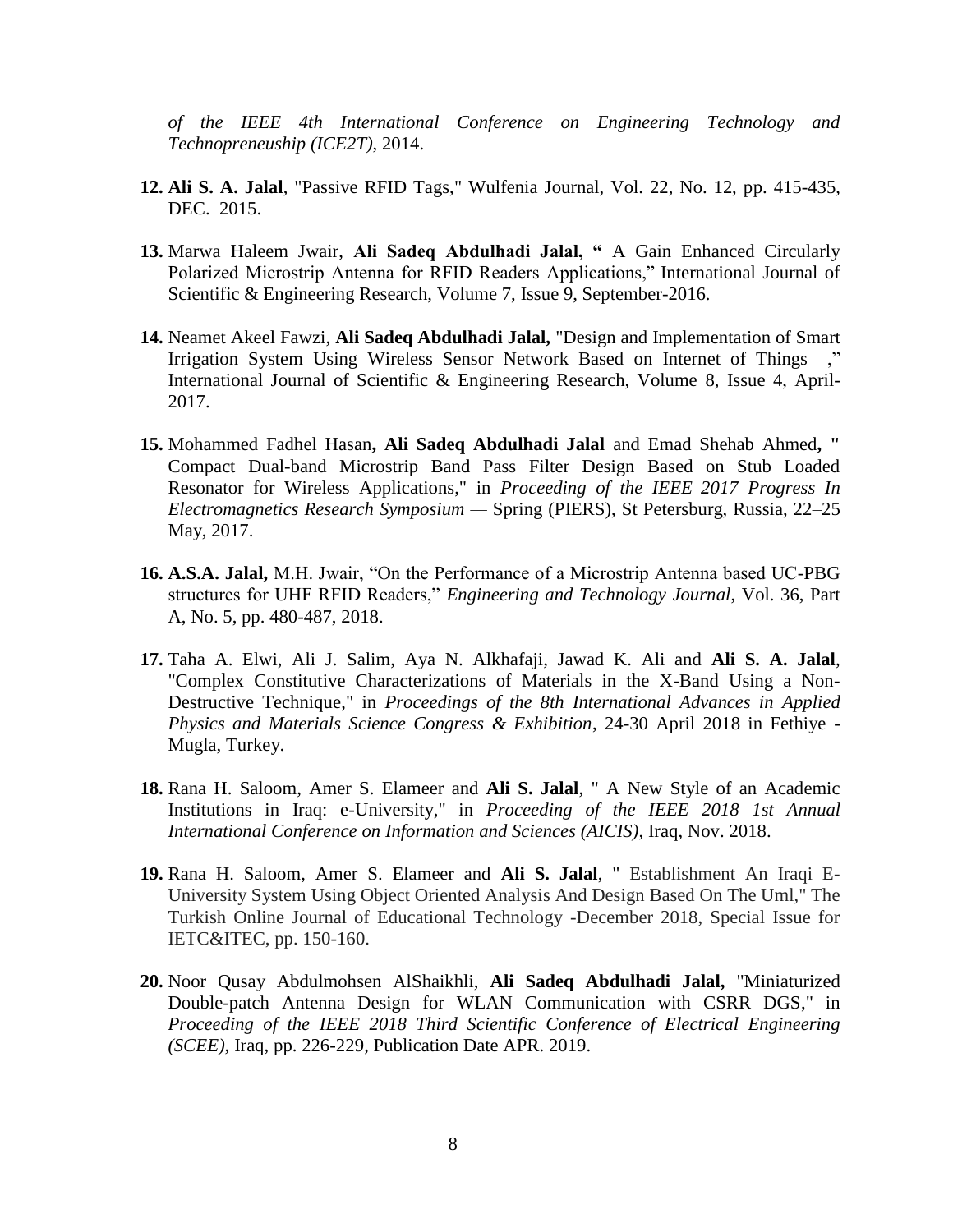*of the IEEE 4th International Conference on Engineering Technology and Technopreneuship (ICE2T)*, 2014.

12. **Ali S. A. Jalal**, "Passive RFID Tags," Wulfenia Journal, Vol. 22, No. 12, pp. 415-435, DEC. 2015.

13. Marwa Haleem Jwair, **Ali Sadeq Abdulhadi Jalal, "** A Gain Enhanced Circularly Polarized Microstrip Antenna for RFID Readers Applications," International Journal of Scientific & Engineering Research, Volume 7, Issue 9, September-2016.

14. Neamet Akeel Fawzi, **Ali Sadeq Abdulhadi Jalal,** "Design and Implementation of Smart Irrigation System Using Wireless Sensor Network Based on Internet of Things ," International Journal of Scientific & Engineering Research, Volume 8, Issue 4, April-2017.

15. Mohammed Fadhel Hasan**, Ali Sadeq Abdulhadi Jalal** and Emad Shehab Ahmed**, "** Compact Dual-band Microstrip Band Pass Filter Design Based on Stub Loaded Resonator for Wireless Applications," in *Proceeding of the IEEE 2017 Progress In Electromagnetics Research Symposium* — Spring (PIERS), St Petersburg, Russia, 22–25 May, 2017.

16. **A.S.A. Jalal,** M.H. Jwair, "On the Performance of a Microstrip Antenna based UC-PBG structures for UHF RFID Readers," *Engineering and Technology Journal*, Vol. 36, Part A, No. 5, pp. 480-487, 2018.

17. Taha A. Elwi, Ali J. Salim, Aya N. Alkhafaji, Jawad K. Ali and **Ali S. A. Jalal**, "Complex Constitutive Characterizations of Materials in the X-Band Using a Non-Destructive Technique," in *Proceedings of the 8th International Advances in Applied Physics and Materials Science Congress & Exhibition*, 24-30 April 2018 in Fethiye - Mugla, Turkey.

18. Rana H. Saloom, Amer S. Elameer and **Ali S. Jalal**, " A New Style of an Academic Institutions in Iraq: e-University," in *Proceeding of the IEEE 2018 1st Annual International Conference on Information and Sciences (AICIS)*, Iraq, Nov. 2018.

19. Rana H. Saloom, Amer S. Elameer and **Ali S. Jalal**, " Establishment An Iraqi E-University System Using Object Oriented Analysis And Design Based On The Uml," The Turkish Online Journal of Educational Technology -December 2018, Special Issue for IETC&ITEC, pp. 150-160.

20. Noor Qusay Abdulmohsen AlShaikhli, **Ali Sadeq Abdulhadi Jalal,** "Miniaturized Double-patch Antenna Design for WLAN Communication with CSRR DGS," in *Proceeding of the IEEE 2018 Third Scientific Conference of Electrical Engineering (SCEE)*, Iraq, pp. 226-229, Publication Date APR. 2019.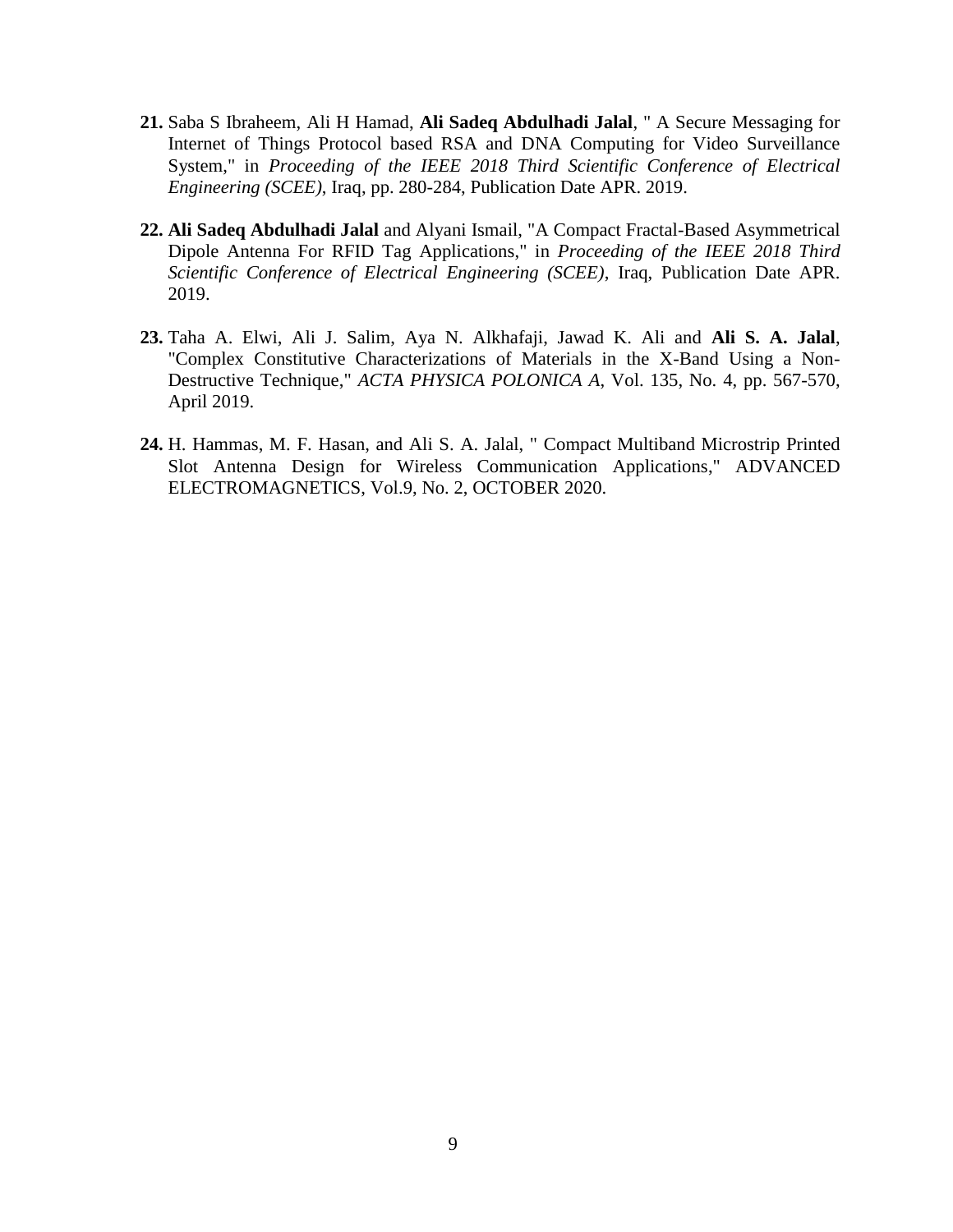21. Saba S Ibraheem, Ali H Hamad, **Ali Sadeq Abdulhadi Jalal**, " A Secure Messaging for Internet of Things Protocol based RSA and DNA Computing for Video Surveillance System," in *Proceeding of the IEEE 2018 Third Scientific Conference of Electrical Engineering (SCEE)*, Iraq, pp. 280-284, Publication Date APR. 2019.

22. **Ali Sadeq Abdulhadi Jalal** and Alyani Ismail, "A Compact Fractal-Based Asymmetrical Dipole Antenna For RFID Tag Applications," in *Proceeding of the IEEE 2018 Third Scientific Conference of Electrical Engineering (SCEE)*, Iraq, Publication Date APR. 2019.

23. Taha A. Elwi, Ali J. Salim, Aya N. Alkhafaji, Jawad K. Ali and **Ali S. A. Jalal**, "Complex Constitutive Characterizations of Materials in the X-Band Using a Non-Destructive Technique," *ACTA PHYSICA POLONICA A*, Vol. 135, No. 4, pp. 567-570, April 2019.

24. H. Hammas, M. F. Hasan, and Ali S. A. Jalal, " Compact Multiband Microstrip Printed Slot Antenna Design for Wireless Communication Applications," ADVANCED ELECTROMAGNETICS, Vol.9, No. 2, OCTOBER 2020.